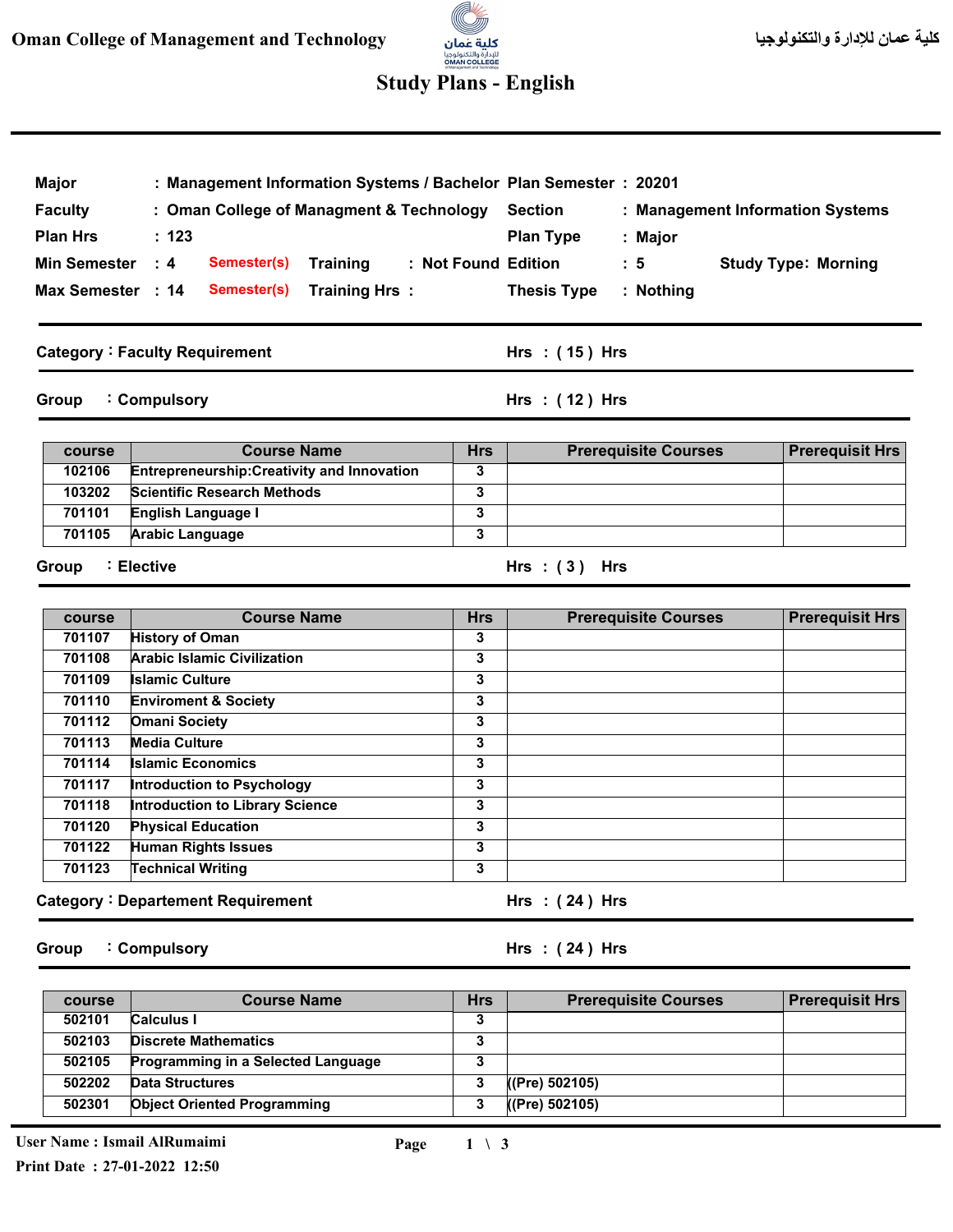# Oman College of Management and Technology

كلية عمان للإدارة والتكنولوجيا

## Study Plans - English

| | | | | | |
|---|---|---|---|---|---|
| **Major** | : Management Information Systems / Bachelor | | **Plan Semester** | : 20201 | |
| **Faculty** | : Oman College of Managment & Technology | | **Section** | : Management Information Systems | |
| **Plan Hrs** | : 123 | | **Plan Type** | : Major | |
| **Min Semester** | : 4 Semester(s) | Training : Not Found | **Edition** | : 5 | Study Type: Morning |
| **Max Semester** | : 14 Semester(s) | Training Hrs : | **Thesis Type** | : Nothing | |

### Category : Faculty Requirement — Hrs : ( 15 ) Hrs

#### Group : Compulsory — Hrs : ( 12 ) Hrs

| course | Course Name | Hrs | Prerequisite Courses | Prerequisit Hrs |
|---|---|---|---|---|
| 102106 | Entrepreneurship:Creativity and Innovation | 3 | | |
| 103202 | Scientific Research Methods | 3 | | |
| 701101 | English Language I | 3 | | |
| 701105 | Arabic Language | 3 | | |

#### Group : Elective — Hrs : ( 3 ) Hrs

| course | Course Name | Hrs | Prerequisite Courses | Prerequisit Hrs |
|---|---|---|---|---|
| 701107 | History of Oman | 3 | | |
| 701108 | Arabic Islamic Civilization | 3 | | |
| 701109 | Islamic Culture | 3 | | |
| 701110 | Enviroment & Society | 3 | | |
| 701112 | Omani Society | 3 | | |
| 701113 | Media Culture | 3 | | |
| 701114 | Islamic Economics | 3 | | |
| 701117 | Introduction to Psychology | 3 | | |
| 701118 | Introduction to Library Science | 3 | | |
| 701120 | Physical Education | 3 | | |
| 701122 | Human Rights Issues | 3 | | |
| 701123 | Technical Writing | 3 | | |

### Category : Departement Requirement — Hrs : ( 24 ) Hrs

#### Group : Compulsory — Hrs : ( 24 ) Hrs

| course | Course Name | Hrs | Prerequisite Courses | Prerequisit Hrs |
|---|---|---|---|---|
| 502101 | Calculus I | 3 | | |
| 502103 | Discrete Mathematics | 3 | | |
| 502105 | Programming in a Selected Language | 3 | | |
| 502202 | Data Structures | 3 | ((Pre) 502105) | |
| 502301 | Object Oriented Programming | 3 | ((Pre) 502105) | |

User Name : Ismail AlRumaimi
Print Date : 27-01-2022 12:50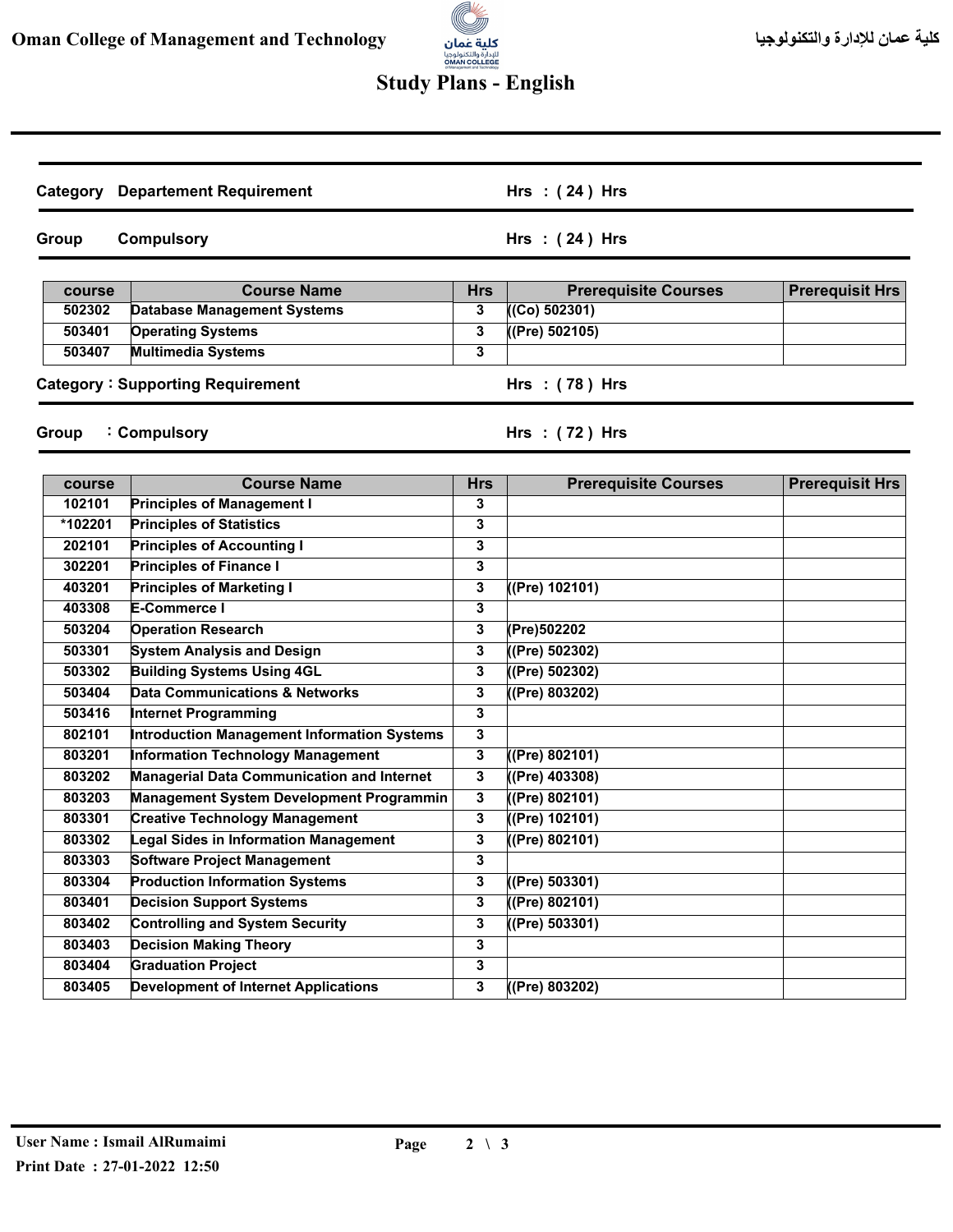Category Departement Requirement — Hrs : ( 24 ) Hrs

Group Compulsory — Hrs : ( 24 ) Hrs

| course | Course Name | Hrs | Prerequisite Courses | Prerequisit Hrs |
|---|---|---|---|---|
| 502302 | Database Management Systems | 3 | ((Co) 502301) | |
| 503401 | Operating Systems | 3 | ((Pre) 502105) | |
| 503407 | Multimedia Systems | 3 | | |

Category : Supporting Requirement — Hrs : ( 78 ) Hrs

Group : Compulsory — Hrs : ( 72 ) Hrs

| course | Course Name | Hrs | Prerequisite Courses | Prerequisit Hrs |
|---|---|---|---|---|
| 102101 | Principles of Management I | 3 | | |
| *102201 | Principles of Statistics | 3 | | |
| 202101 | Principles of Accounting I | 3 | | |
| 302201 | Principles of Finance I | 3 | | |
| 403201 | Principles of Marketing I | 3 | ((Pre) 102101) | |
| 403308 | E-Commerce I | 3 | | |
| 503204 | Operation Research | 3 | (Pre)502202 | |
| 503301 | System Analysis and Design | 3 | ((Pre) 502302) | |
| 503302 | Building Systems Using 4GL | 3 | ((Pre) 502302) | |
| 503404 | Data Communications & Networks | 3 | ((Pre) 803202) | |
| 503416 | Internet Programming | 3 | | |
| 802101 | Introduction Management Information Systems | 3 | | |
| 803201 | Information Technology Management | 3 | ((Pre) 802101) | |
| 803202 | Managerial Data Communication and Internet | 3 | ((Pre) 403308) | |
| 803203 | Management System Development Programmin | 3 | ((Pre) 802101) | |
| 803301 | Creative Technology Management | 3 | ((Pre) 102101) | |
| 803302 | Legal Sides in Information Management | 3 | ((Pre) 802101) | |
| 803303 | Software Project Management | 3 | | |
| 803304 | Production Information Systems | 3 | ((Pre) 503301) | |
| 803401 | Decision Support Systems | 3 | ((Pre) 802101) | |
| 803402 | Controlling and System Security | 3 | ((Pre) 503301) | |
| 803403 | Decision Making Theory | 3 | | |
| 803404 | Graduation Project | 3 | | |
| 803405 | Development of Internet Applications | 3 | ((Pre) 803202) | |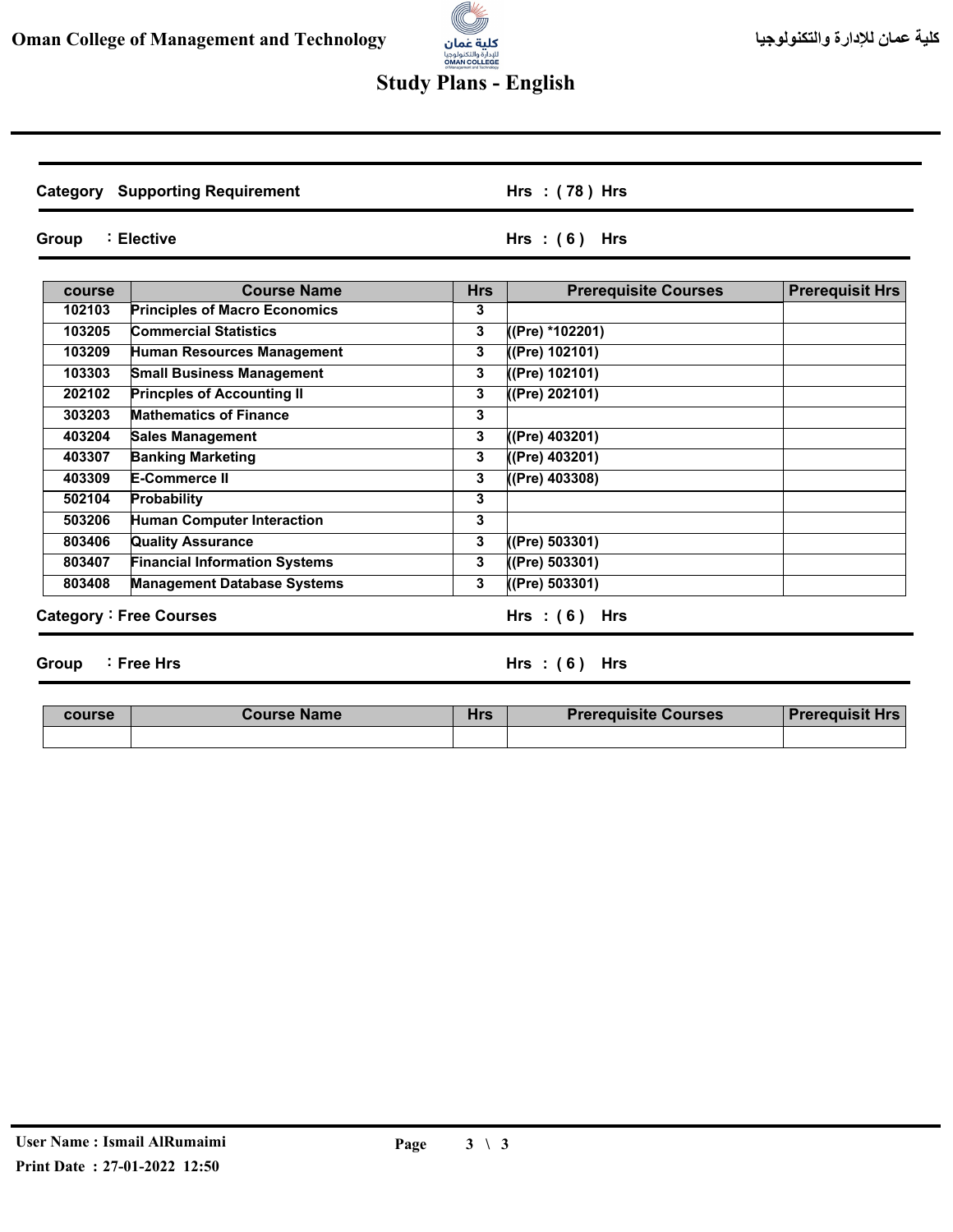**Category** Supporting Requirement — **Hrs : ( 78 ) Hrs**

**Group** : Elective — **Hrs : ( 6 ) Hrs**

| course | Course Name | Hrs | Prerequisite Courses | Prerequisit Hrs |
|---|---|---|---|---|
| 102103 | Principles of Macro Economics | 3 | | |
| 103205 | Commercial Statistics | 3 | ((Pre) *102201) | |
| 103209 | Human Resources Management | 3 | ((Pre) 102101) | |
| 103303 | Small Business Management | 3 | ((Pre) 102101) | |
| 202102 | Princples of Accounting II | 3 | ((Pre) 202101) | |
| 303203 | Mathematics of Finance | 3 | | |
| 403204 | Sales Management | 3 | ((Pre) 403201) | |
| 403307 | Banking Marketing | 3 | ((Pre) 403201) | |
| 403309 | E-Commerce II | 3 | ((Pre) 403308) | |
| 502104 | Probability | 3 | | |
| 503206 | Human Computer Interaction | 3 | | |
| 803406 | Quality Assurance | 3 | ((Pre) 503301) | |
| 803407 | Financial Information Systems | 3 | ((Pre) 503301) | |
| 803408 | Management Database Systems | 3 | ((Pre) 503301) | |

**Category** : Free Courses — **Hrs : ( 6 ) Hrs**

**Group** : Free Hrs — **Hrs : ( 6 ) Hrs**

| course | Course Name | Hrs | Prerequisite Courses | Prerequisit Hrs |
|---|---|---|---|---|
| | | | | |

User Name : Ismail AlRumaimi

Print Date : 27-01-2022 12:50